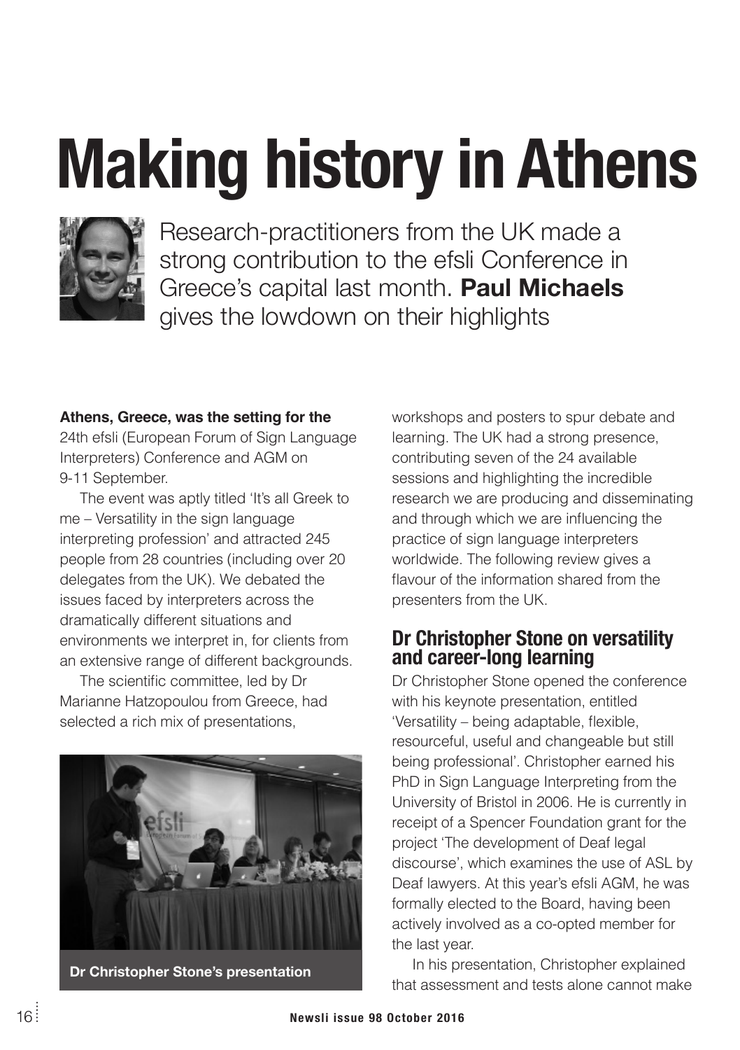# Making history in Athens

Research-practitioners from the UK made a strong contribution to the efsli Conference in Greece's capital last month. **Paul Michaels** gives the lowdown on their highlights

**Athens, Greece, was the setting for the** 24th efsli (European Forum of Sign Language Interpreters) Conference and AGM on 9-11 September.

The event was aptly titled 'It's all Greek to me – Versatility in the sign language interpreting profession' and attracted 245 people from 28 countries (including over 20 delegates from the UK). We debated the issues faced by interpreters across the dramatically different situations and environments we interpret in, for clients from an extensive range of different backgrounds.

The scientific committee, led by Dr Marianne Hatzopoulou from Greece, had selected a rich mix of presentations, workshops and posters to spur debate and learning. The UK had a strong presence, contributing seven of the 24 available sessions and highlighting the incredible research we are producing and disseminating and through which we are influencing the practice of sign language interpreters worldwide. The following review gives a flavour of the information shared from the presenters from the UK.

**Dr Christopher Stone's presentation**

## Dr Christopher Stone on versatility and career-long learning

Dr Christopher Stone opened the conference with his keynote presentation, entitled 'Versatility – being adaptable, flexible, resourceful, useful and changeable but still being professional'. Christopher earned his PhD in Sign Language Interpreting from the University of Bristol in 2006. He is currently in receipt of a Spencer Foundation grant for the project 'The development of Deaf legal discourse', which examines the use of ASL by Deaf lawyers. At this year's efsli AGM, he was formally elected to the Board, having been actively involved as a co-opted member for the last year.

In his presentation, Christopher explained that assessment and tests alone cannot make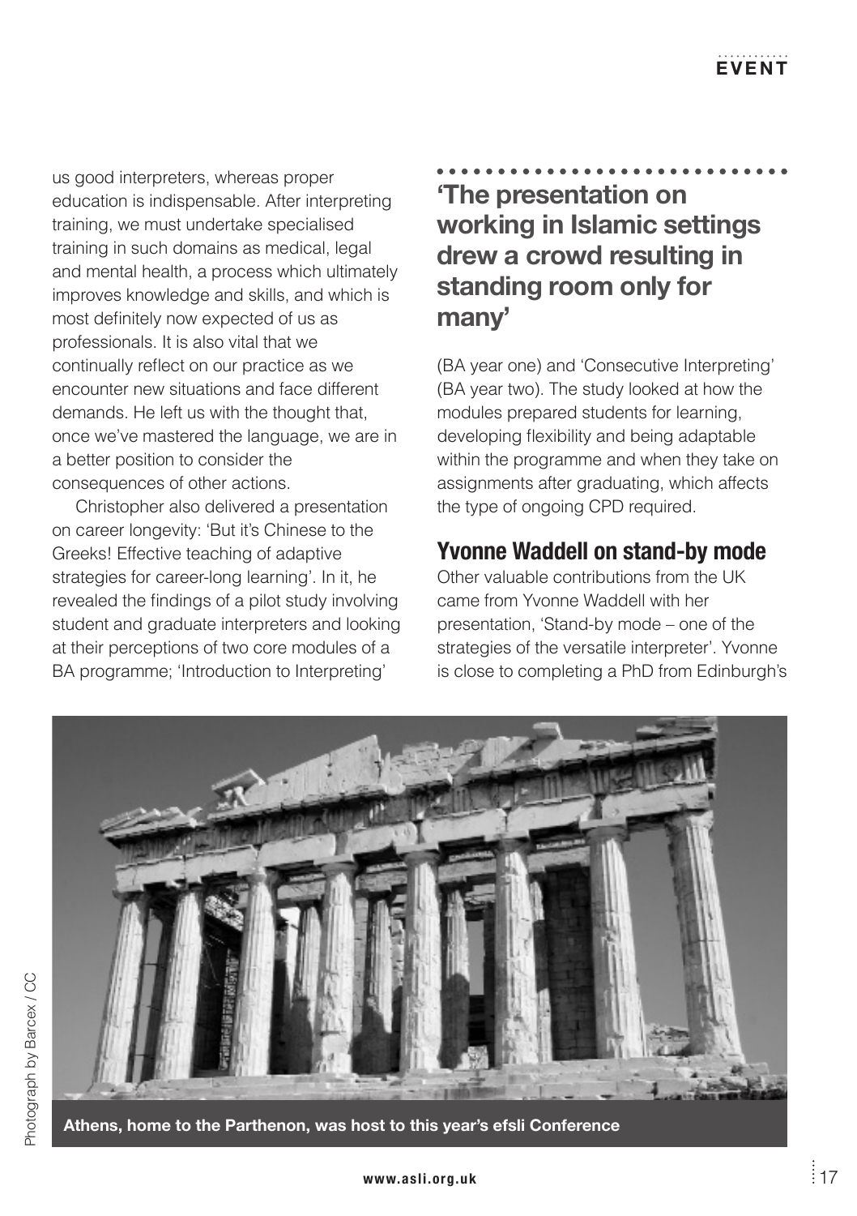us good interpreters, whereas proper education is indispensable. After interpreting training, we must undertake specialised training in such domains as medical, legal and mental health, a process which ultimately improves knowledge and skills, and which is most definitely now expected of us as professionals. It is also vital that we continually reflect on our practice as we encounter new situations and face different demands. He left us with the thought that, once we've mastered the language, we are in a better position to consider the consequences of other actions.

Christopher also delivered a presentation on career longevity: 'But it's Chinese to the Greeks! Effective teaching of adaptive strategies for career-long learning'. In it, he revealed the findings of a pilot study involving student and graduate interpreters and looking at their perceptions of two core modules of a BA programme; 'Introduction to Interpreting' (BA year one) and 'Consecutive Interpreting' (BA year two). The study looked at how the modules prepared students for learning, developing flexibility and being adaptable within the programme and when they take on assignments after graduating, which affects the type of ongoing CPD required.

**'The presentation on working in Islamic settings drew a crowd resulting in standing room only for many'**

## Yvonne Waddell on stand-by mode

Other valuable contributions from the UK came from Yvonne Waddell with her presentation, 'Stand-by mode – one of the strategies of the versatile interpreter'. Yvonne is close to completing a PhD from Edinburgh's

Athens, home to the Parthenon, was host to this year's efsli Conference

Photograph by Barcex / CC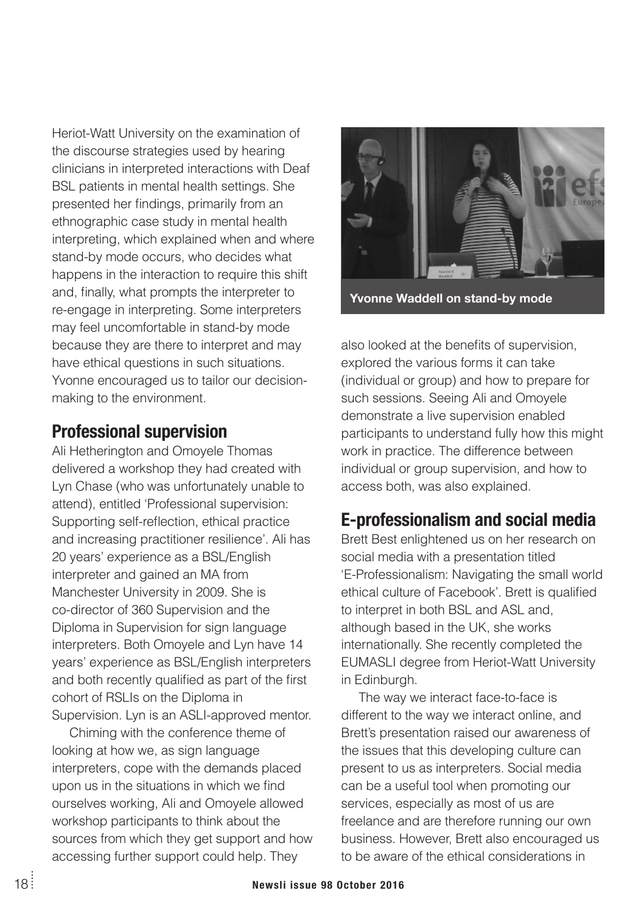Heriot-Watt University on the examination of the discourse strategies used by hearing clinicians in interpreted interactions with Deaf BSL patients in mental health settings. She presented her findings, primarily from an ethnographic case study in mental health interpreting, which explained when and where stand-by mode occurs, who decides what happens in the interaction to require this shift and, finally, what prompts the interpreter to re-engage in interpreting. Some interpreters may feel uncomfortable in stand-by mode because they are there to interpret and may have ethical questions in such situations. Yvonne encouraged us to tailor our decision-making to the environment.

Yvonne Waddell on stand-by mode

## Professional supervision

Ali Hetherington and Omoyele Thomas delivered a workshop they had created with Lyn Chase (who was unfortunately unable to attend), entitled 'Professional supervision: Supporting self-reflection, ethical practice and increasing practitioner resilience'. Ali has 20 years' experience as a BSL/English interpreter and gained an MA from Manchester University in 2009. She is co-director of 360 Supervision and the Diploma in Supervision for sign language interpreters. Both Omoyele and Lyn have 14 years' experience as BSL/English interpreters and both recently qualified as part of the first cohort of RSLIs on the Diploma in Supervision. Lyn is an ASLI-approved mentor.

Chiming with the conference theme of looking at how we, as sign language interpreters, cope with the demands placed upon us in the situations in which we find ourselves working, Ali and Omoyele allowed workshop participants to think about the sources from which they get support and how accessing further support could help. They also looked at the benefits of supervision, explored the various forms it can take (individual or group) and how to prepare for such sessions. Seeing Ali and Omoyele demonstrate a live supervision enabled participants to understand fully how this might work in practice. The difference between individual or group supervision, and how to access both, was also explained.

## E-professionalism and social media

Brett Best enlightened us on her research on social media with a presentation titled 'E-Professionalism: Navigating the small world ethical culture of Facebook'. Brett is qualified to interpret in both BSL and ASL and, although based in the UK, she works internationally. She recently completed the EUMASLI degree from Heriot-Watt University in Edinburgh.

The way we interact face-to-face is different to the way we interact online, and Brett's presentation raised our awareness of the issues that this developing culture can present to us as interpreters. Social media can be a useful tool when promoting our services, especially as most of us are freelance and are therefore running our own business. However, Brett also encouraged us to be aware of the ethical considerations in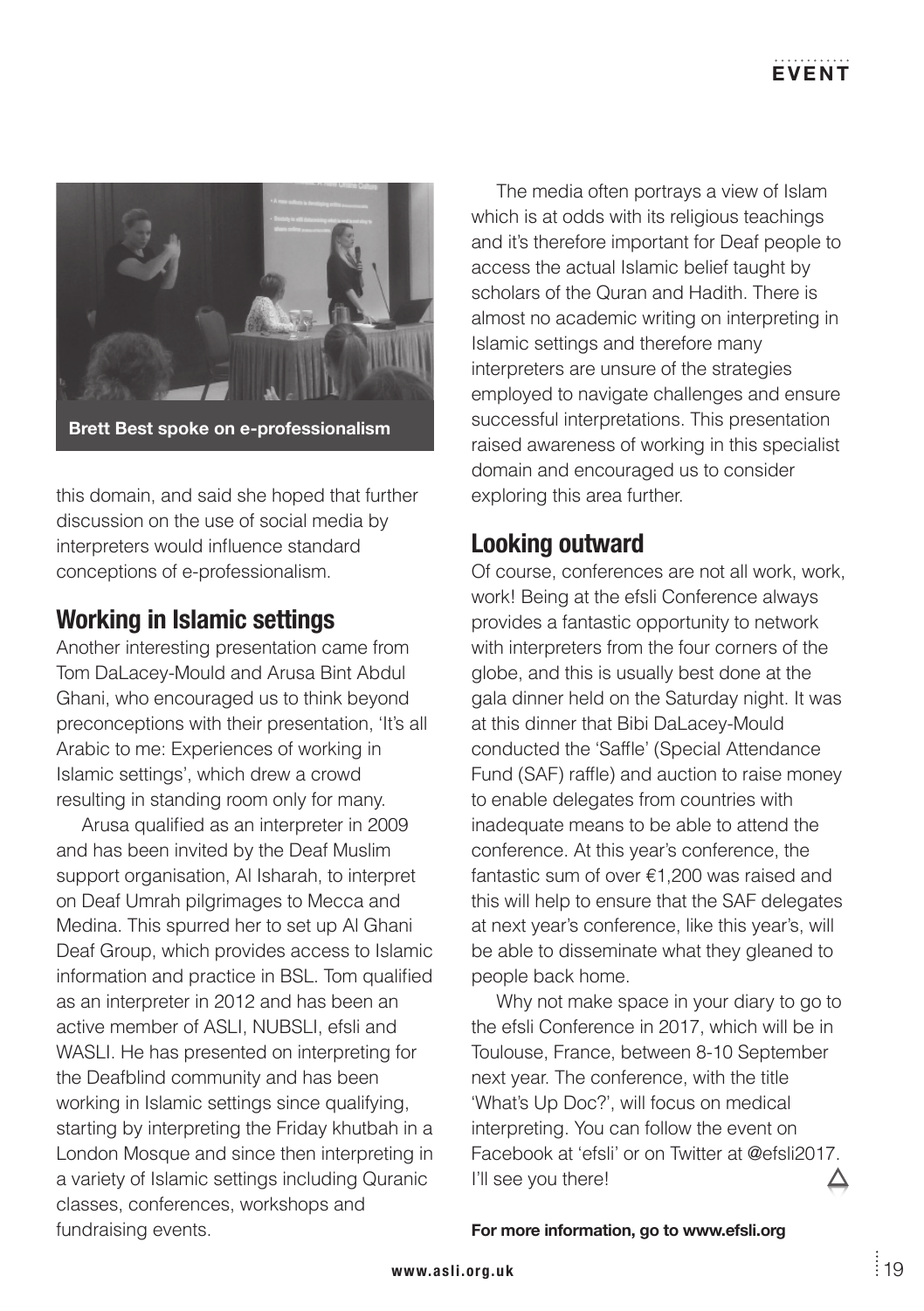Brett Best spoke on e-professionalism

this domain, and said she hoped that further discussion on the use of social media by interpreters would influence standard conceptions of e-professionalism.

## Working in Islamic settings

Another interesting presentation came from Tom DaLacey-Mould and Arusa Bint Abdul Ghani, who encouraged us to think beyond preconceptions with their presentation, 'It's all Arabic to me: Experiences of working in Islamic settings', which drew a crowd resulting in standing room only for many.

Arusa qualified as an interpreter in 2009 and has been invited by the Deaf Muslim support organisation, Al Isharah, to interpret on Deaf Umrah pilgrimages to Mecca and Medina. This spurred her to set up Al Ghani Deaf Group, which provides access to Islamic information and practice in BSL. Tom qualified as an interpreter in 2012 and has been an active member of ASLI, NUBSLI, efsli and WASLI. He has presented on interpreting for the Deafblind community and has been working in Islamic settings since qualifying, starting by interpreting the Friday khutbah in a London Mosque and since then interpreting in a variety of Islamic settings including Quranic classes, conferences, workshops and fundraising events.

The media often portrays a view of Islam which is at odds with its religious teachings and it's therefore important for Deaf people to access the actual Islamic belief taught by scholars of the Quran and Hadith. There is almost no academic writing on interpreting in Islamic settings and therefore many interpreters are unsure of the strategies employed to navigate challenges and ensure successful interpretations. This presentation raised awareness of working in this specialist domain and encouraged us to consider exploring this area further.

## Looking outward

Of course, conferences are not all work, work, work! Being at the efsli Conference always provides a fantastic opportunity to network with interpreters from the four corners of the globe, and this is usually best done at the gala dinner held on the Saturday night. It was at this dinner that Bibi DaLacey-Mould conducted the 'Saffle' (Special Attendance Fund (SAF) raffle) and auction to raise money to enable delegates from countries with inadequate means to be able to attend the conference. At this year's conference, the fantastic sum of over €1,200 was raised and this will help to ensure that the SAF delegates at next year's conference, like this year's, will be able to disseminate what they gleaned to people back home.

Why not make space in your diary to go to the efsli Conference in 2017, which will be in Toulouse, France, between 8-10 September next year. The conference, with the title 'What's Up Doc?', will focus on medical interpreting. You can follow the event on Facebook at 'efsli' or on Twitter at @efsli2017. I'll see you there!

**For more information, go to www.efsli.org**